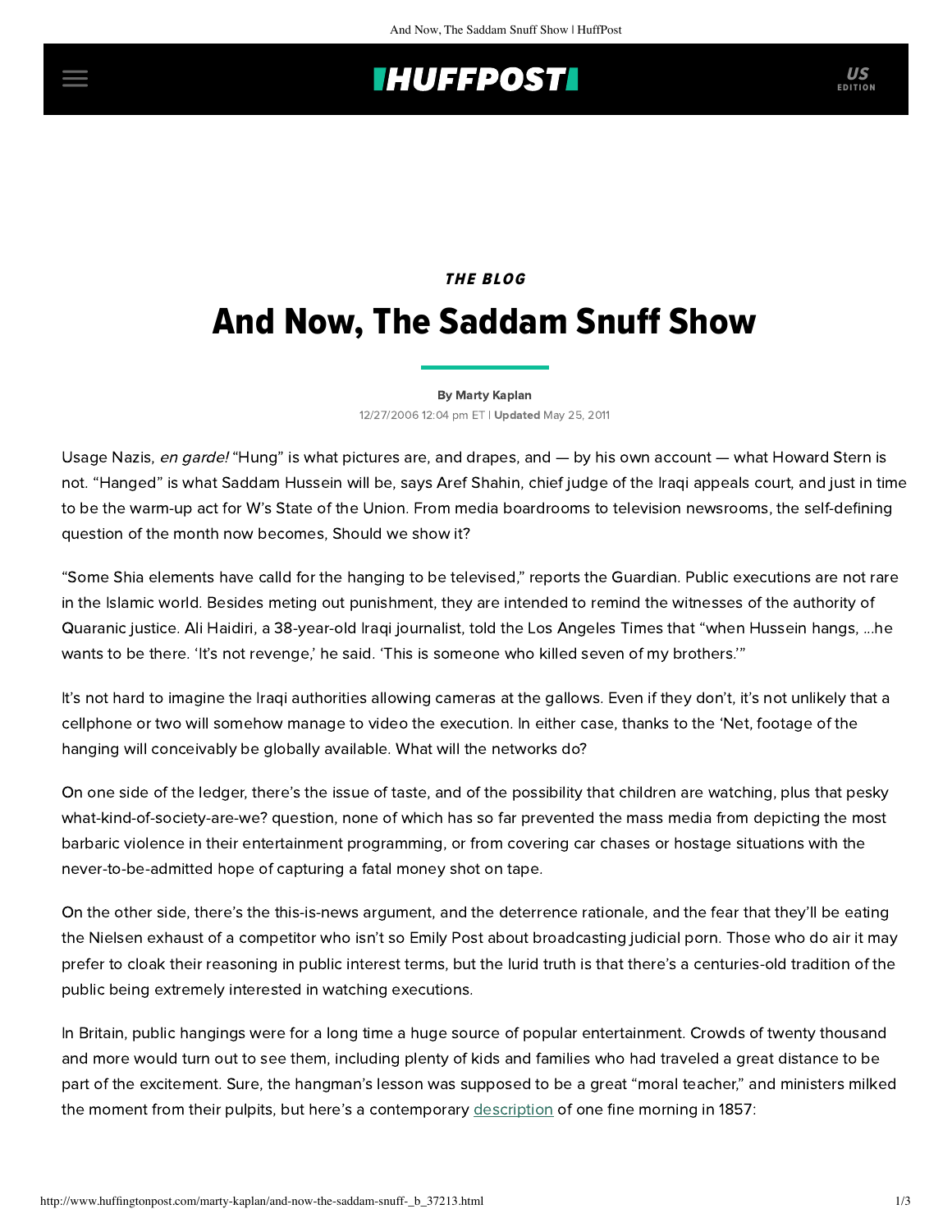*THE BLOG*

# And Now, The Saddam Snuff Show

By Marty Kaplan

12/27/2006 12:04 pm ET | **Updated** May 25, 2011

Usage Nazis, *en garde!* "Hung" is what pictures are, and drapes, and — by his own account — what Howard Stern is not. "Hanged" is what Saddam Hussein will be, says Aref Shahin, chief judge of the Iraqi appeals court, and just in time to be the warm-up act for W's State of the Union. From media boardrooms to television newsrooms, the self-defining question of the month now becomes, Should we show it?

"Some Shia elements have calld for the hanging to be televised," reports the Guardian. Public executions are not rare in the Islamic world. Besides meting out punishment, they are intended to remind the witnesses of the authority of Quaranic justice. Ali Haidiri, a 38-year-old Iraqi journalist, told the Los Angeles Times that "when Hussein hangs, ...he wants to be there. 'It's not revenge,' he said. 'This is someone who killed seven of my brothers.'"

It's not hard to imagine the Iraqi authorities allowing cameras at the gallows. Even if they don't, it's not unlikely that a cellphone or two will somehow manage to video the execution. In either case, thanks to the 'Net, footage of the hanging will conceivably be globally available. What will the networks do?

On one side of the ledger, there's the issue of taste, and of the possibility that children are watching, plus that pesky what-kind-of-society-are-we? question, none of which has so far prevented the mass media from depicting the most barbaric violence in their entertainment programming, or from covering car chases or hostage situations with the never-to-be-admitted hope of capturing a fatal money shot on tape.

On the other side, there's the this-is-news argument, and the deterrence rationale, and the fear that they'll be eating the Nielsen exhaust of a competitor who isn't so Emily Post about broadcasting judicial porn. Those who do air it may prefer to cloak their reasoning in public interest terms, but the lurid truth is that there's a centuries-old tradition of the public being extremely interested in watching executions.

In Britain, public hangings were for a long time a huge source of popular entertainment. Crowds of twenty thousand and more would turn out to see them, including plenty of kids and families who had traveled a great distance to be part of the excitement. Sure, the hangman's lesson was supposed to be a great "moral teacher," and ministers milked the moment from their pulpits, but here's a contemporary description of one fine morning in 1857: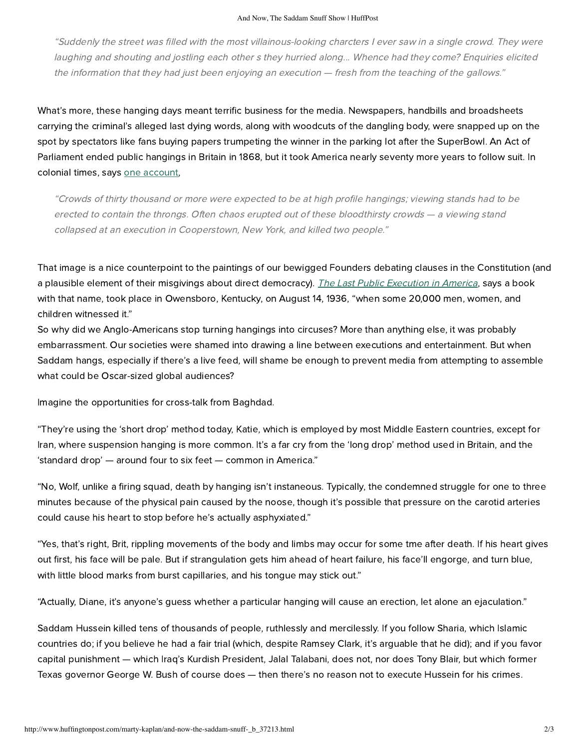> "Suddenly the street was filled with the most villainous-looking charcters I ever saw in a single crowd. They were laughing and shouting and jostling each other s they hurried along... Whence had they come? Enquiries elicited the information that they had just been enjoying an execution — fresh from the teaching of the gallows."

What's more, these hanging days meant terrific business for the media. Newspapers, handbills and broadsheets carrying the criminal's alleged last dying words, along with woodcuts of the dangling body, were snapped up on the spot by spectators like fans buying papers trumpeting the winner in the parking lot after the SuperBowl. An Act of Parliament ended public hangings in Britain in 1868, but it took America nearly seventy more years to follow suit. In colonial times, says one account,

> "Crowds of thirty thousand or more were expected to be at high profile hangings; viewing stands had to be erected to contain the throngs. Often chaos erupted out of these bloodthirsty crowds — a viewing stand collapsed at an execution in Cooperstown, New York, and killed two people."

That image is a nice counterpoint to the paintings of our bewigged Founders debating clauses in the Constitution (and a plausible element of their misgivings about direct democracy). *The Last Public Execution in America*, says a book with that name, took place in Owensboro, Kentucky, on August 14, 1936, "when some 20,000 men, women, and children witnessed it."
So why did we Anglo-Americans stop turning hangings into circuses? More than anything else, it was probably embarrassment. Our societies were shamed into drawing a line between executions and entertainment. But when Saddam hangs, especially if there's a live feed, will shame be enough to prevent media from attempting to assemble what could be Oscar-sized global audiences?

Imagine the opportunities for cross-talk from Baghdad.

"They're using the 'short drop' method today, Katie, which is employed by most Middle Eastern countries, except for Iran, where suspension hanging is more common. It's a far cry from the 'long drop' method used in Britain, and the 'standard drop' — around four to six feet — common in America."

"No, Wolf, unlike a firing squad, death by hanging isn't instaneous. Typically, the condemned struggle for one to three minutes because of the physical pain caused by the noose, though it's possible that pressure on the carotid arteries could cause his heart to stop before he's actually asphyxiated."

"Yes, that's right, Brit, rippling movements of the body and limbs may occur for some tme after death. If his heart gives out first, his face will be pale. But if strangulation gets him ahead of heart failure, his face'll engorge, and turn blue, with little blood marks from burst capillaries, and his tongue may stick out."

"Actually, Diane, it's anyone's guess whether a particular hanging will cause an erection, let alone an ejaculation."

Saddam Hussein killed tens of thousands of people, ruthlessly and mercilessly. If you follow Sharia, which Islamic countries do; if you believe he had a fair trial (which, despite Ramsey Clark, it's arguable that he did); and if you favor capital punishment — which Iraq's Kurdish President, Jalal Talabani, does not, nor does Tony Blair, but which former Texas governor George W. Bush of course does — then there's no reason not to execute Hussein for his crimes.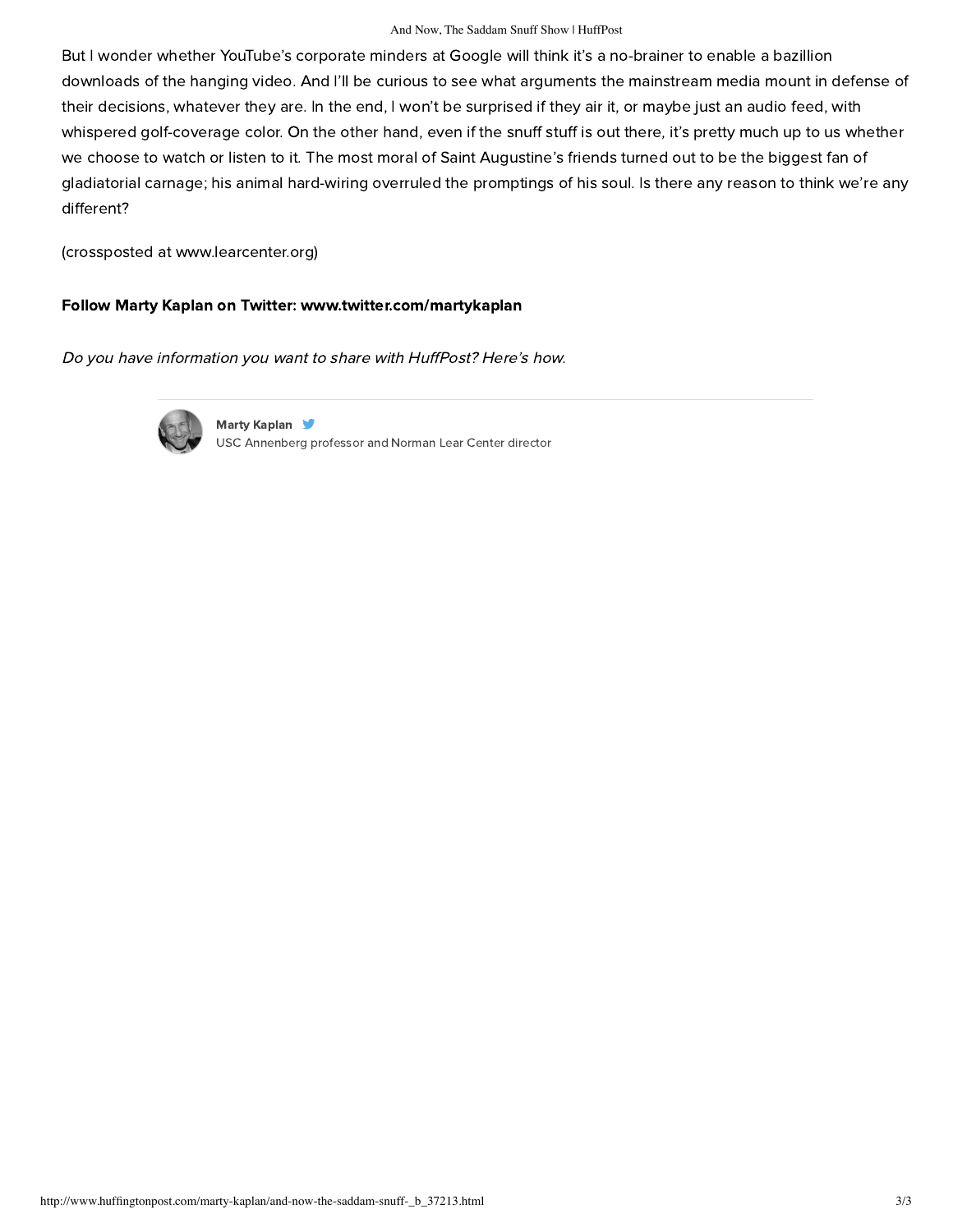But I wonder whether YouTube's corporate minders at Google will think it's a no-brainer to enable a bazillion downloads of the hanging video. And I'll be curious to see what arguments the mainstream media mount in defense of their decisions, whatever they are. In the end, I won't be surprised if they air it, or maybe just an audio feed, with whispered golf-coverage color. On the other hand, even if the snuff stuff is out there, it's pretty much up to us whether we choose to watch or listen to it. The most moral of Saint Augustine's friends turned out to be the biggest fan of gladiatorial carnage; his animal hard-wiring overruled the promptings of his soul. Is there any reason to think we're any different?

(crossposted at www.learcenter.org)

**Follow Marty Kaplan on Twitter: www.twitter.com/martykaplan**

*Do you have information you want to share with HuffPost? Here's how.*

**Marty Kaplan**
USC Annenberg professor and Norman Lear Center director